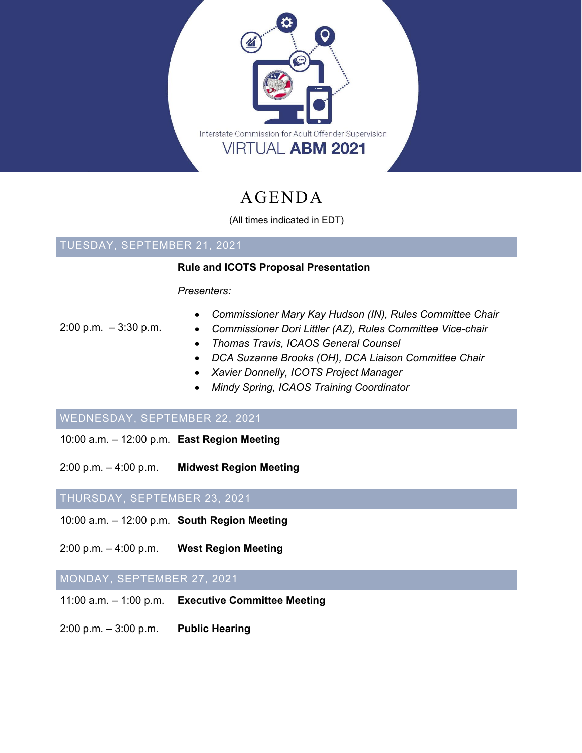Interstate Commission for Adult Offender Supervision

# VIRTUAL **ABM 2021**

## AGENDA

(All times indicated in EDT)

### TUESDAY, SEPTEMBER 21, 2021

2:00 p.m. – 3:30 p.m.

**Rule and ICOTS Proposal Presentation**

*Presenters:*

- *Commissioner Mary Kay Hudson (IN), Rules Committee Chair*
- *Commissioner Dori Littler (AZ), Rules Committee Vice-chair*
- *Thomas Travis, ICAOS General Counsel*
- *DCA Suzanne Brooks (OH), DCA Liaison Committee Chair*
- *Xavier Donnelly, ICOTS Project Manager*
- *Mindy Spring, ICAOS Training Coordinator*

### WEDNESDAY, SEPTEMBER 22, 2021

| | |
|---|---|
| 10:00 a.m. – 12:00 p.m. | **East Region Meeting** |
| 2:00 p.m. – 4:00 p.m. | **Midwest Region Meeting** |

### THURSDAY, SEPTEMBER 23, 2021

| | |
|---|---|
| 10:00 a.m. – 12:00 p.m. | **South Region Meeting** |
| 2:00 p.m. – 4:00 p.m. | **West Region Meeting** |

### MONDAY, SEPTEMBER 27, 2021

| | |
|---|---|
| 11:00 a.m. – 1:00 p.m. | **Executive Committee Meeting** |
| 2:00 p.m. – 3:00 p.m. | **Public Hearing** |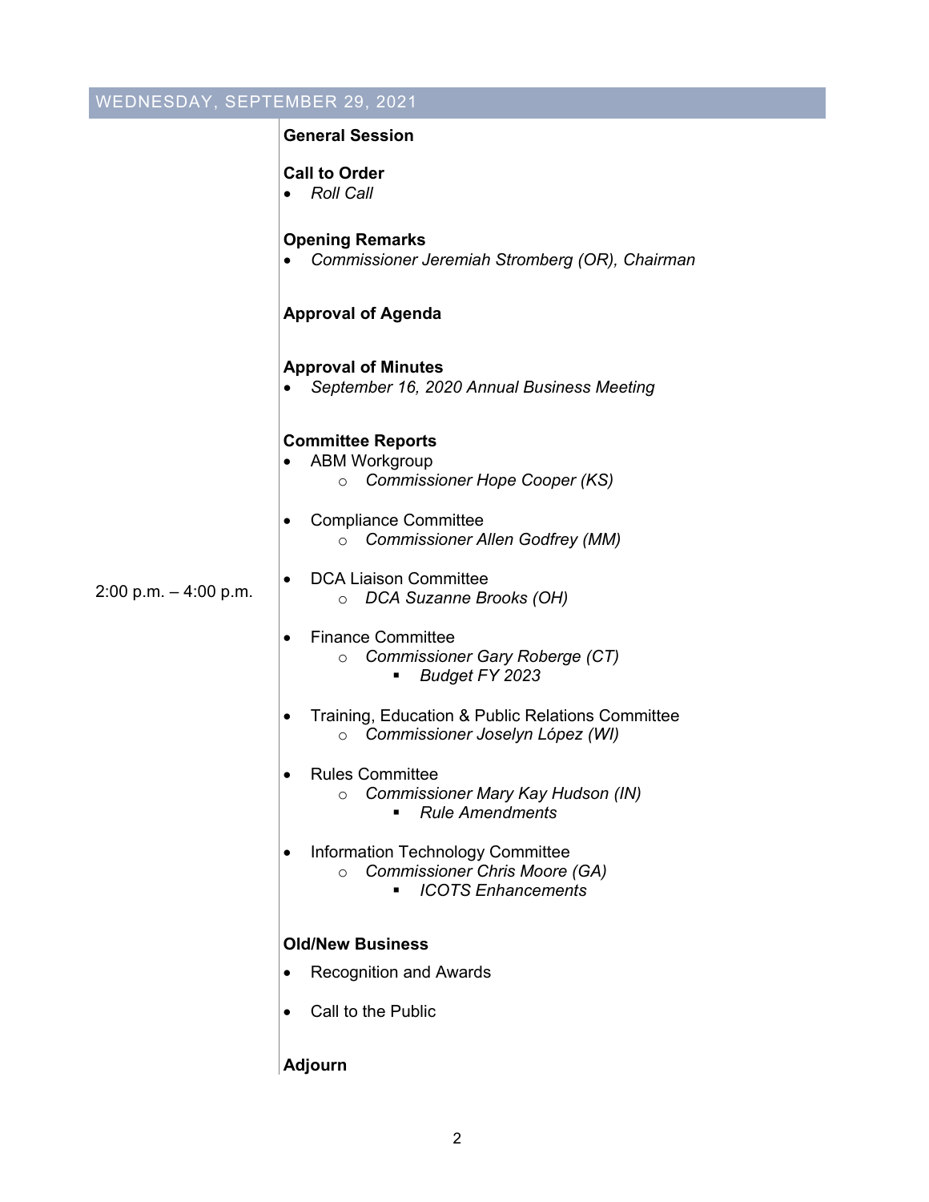## WEDNESDAY, SEPTEMBER 29, 2021

2:00 p.m. – 4:00 p.m.

**General Session**

**Call to Order**
- *Roll Call*

**Opening Remarks**
- *Commissioner Jeremiah Stromberg (OR), Chairman*

**Approval of Agenda**

**Approval of Minutes**
- *September 16, 2020 Annual Business Meeting*

**Committee Reports**
- ABM Workgroup
  - *Commissioner Hope Cooper (KS)*
- Compliance Committee
  - *Commissioner Allen Godfrey (MM)*
- DCA Liaison Committee
  - *DCA Suzanne Brooks (OH)*
- Finance Committee
  - *Commissioner Gary Roberge (CT)*
    - *Budget FY 2023*
- Training, Education & Public Relations Committee
  - *Commissioner Joselyn López (WI)*
- Rules Committee
  - *Commissioner Mary Kay Hudson (IN)*
    - *Rule Amendments*
- Information Technology Committee
  - *Commissioner Chris Moore (GA)*
    - *ICOTS Enhancements*

**Old/New Business**
- Recognition and Awards
- Call to the Public

**Adjourn**